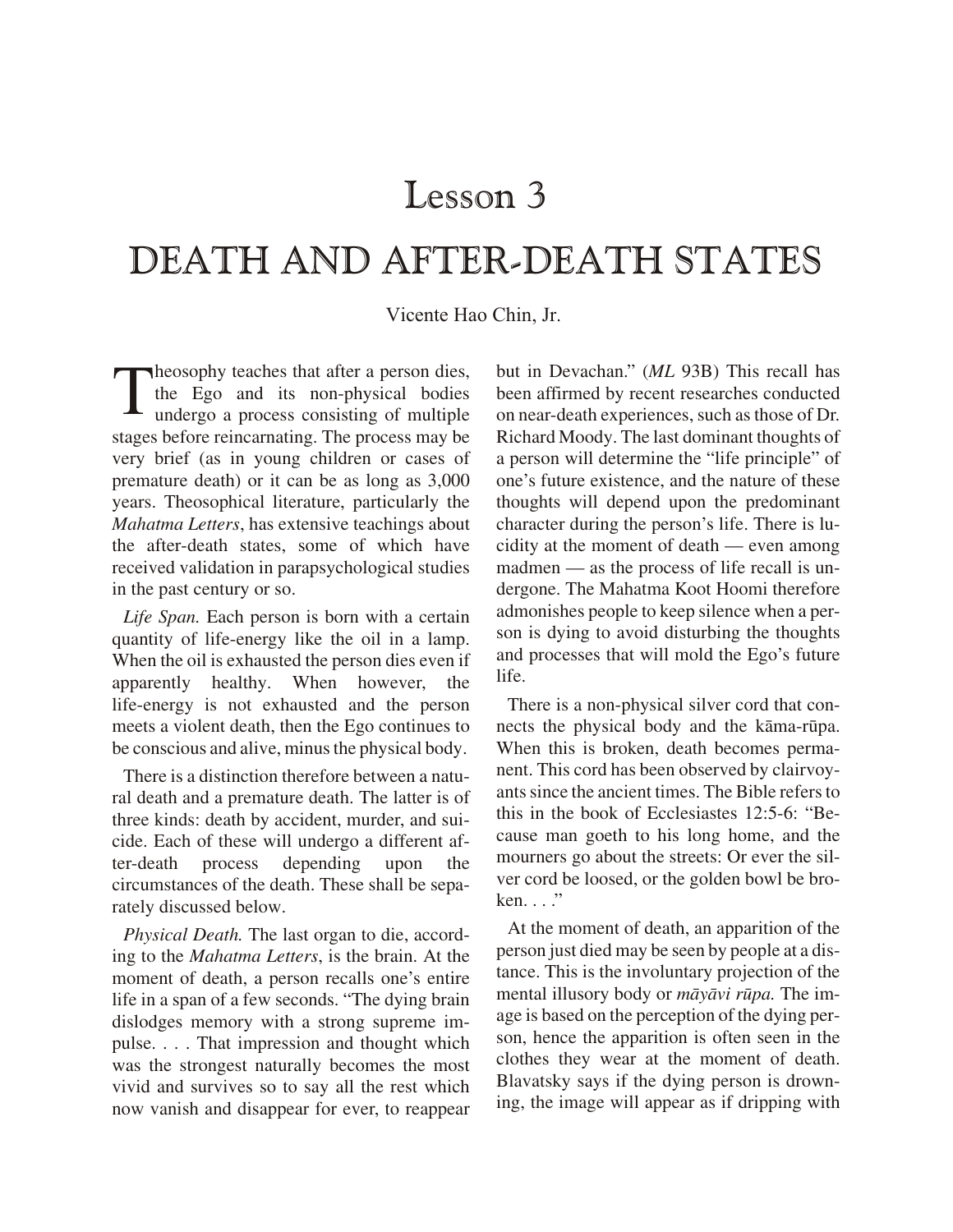# Lesson 3

# DEATH AND AFTER-DEATH STATES

Vicente Hao Chin, Jr.

Theosophy teaches that after a person dies, the Ego and its non-physical bodies undergo a process consisting of multiple stages before reincarnating. The process may be very brief (as in young children or cases of premature death) or it can be as long as 3,000 years. Theosophical literature, particularly the *Mahatma Letters*, has extensive teachings about the after-death states, some of which have received validation in parapsychological studies in the past century or so.

*Life Span.* Each person is born with a certain quantity of life-energy like the oil in a lamp. When the oil is exhausted the person dies even if apparently healthy. When however, the life-energy is not exhausted and the person meets a violent death, then the Ego continues to be conscious and alive, minus the physical body.

There is a distinction therefore between a natural death and a premature death. The latter is of three kinds: death by accident, murder, and suicide. Each of these will undergo a different after-death process depending upon the circumstances of the death. These shall be separately discussed below.

*Physical Death.* The last organ to die, according to the *Mahatma Letters*, is the brain. At the moment of death, a person recalls one's entire life in a span of a few seconds. "The dying brain dislodges memory with a strong supreme impulse. . . . That impression and thought which was the strongest naturally becomes the most vivid and survives so to say all the rest which now vanish and disappear for ever, to reappear but in Devachan." (*ML* 93B) This recall has been affirmed by recent researches conducted on near-death experiences, such as those of Dr. Richard Moody. The last dominant thoughts of a person will determine the "life principle" of one's future existence, and the nature of these thoughts will depend upon the predominant character during the person's life. There is lucidity at the moment of death — even among madmen — as the process of life recall is undergone. The Mahatma Koot Hoomi therefore admonishes people to keep silence when a person is dying to avoid disturbing the thoughts and processes that will mold the Ego's future life.

There is a non-physical silver cord that connects the physical body and the kāma-rūpa. When this is broken, death becomes permanent. This cord has been observed by clairvoyants since the ancient times. The Bible refers to this in the book of Ecclesiastes 12:5-6: "Because man goeth to his long home, and the mourners go about the streets: Or ever the silver cord be loosed, or the golden bowl be broken. . . ."

At the moment of death, an apparition of the person just died may be seen by people at a distance. This is the involuntary projection of the mental illusory body or *māyāvi rūpa.* The image is based on the perception of the dying person, hence the apparition is often seen in the clothes they wear at the moment of death. Blavatsky says if the dying person is drowning, the image will appear as if dripping with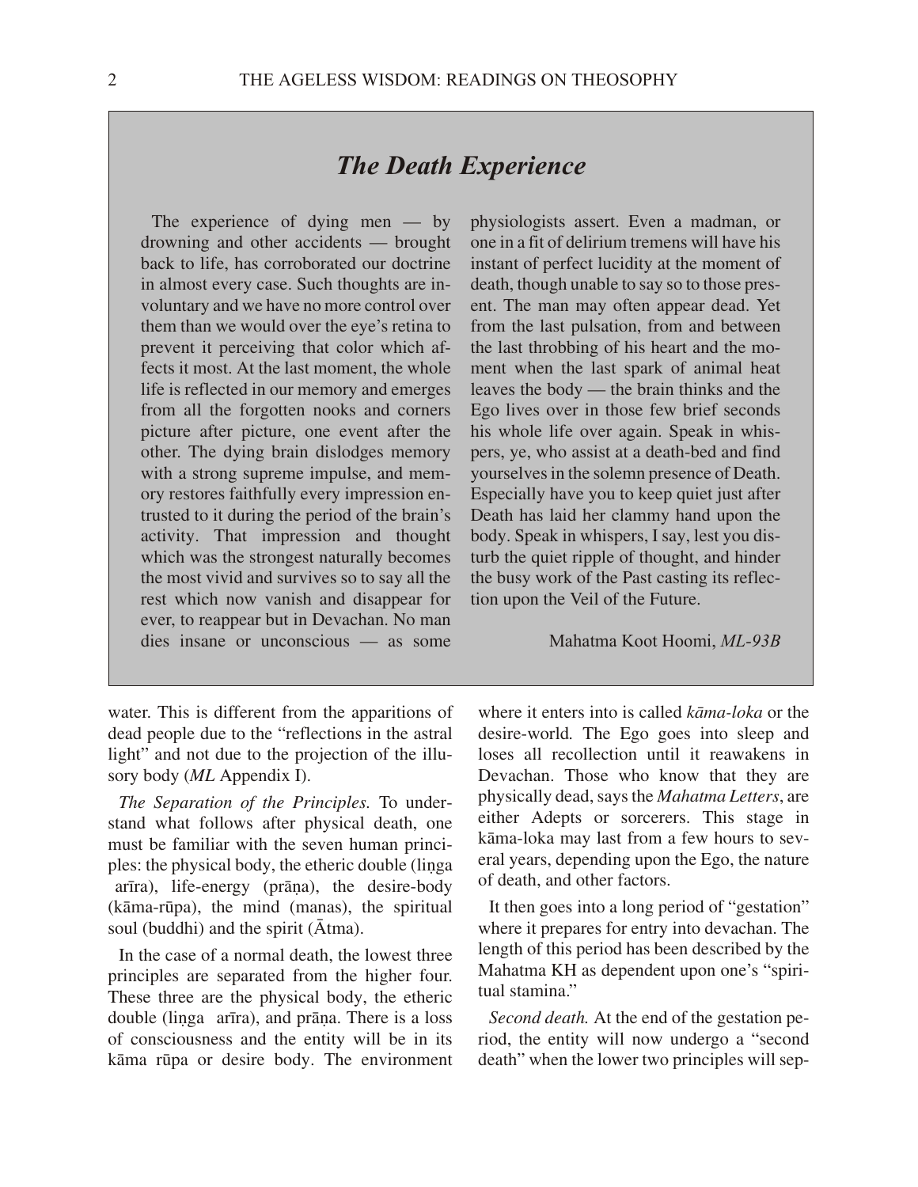## *The Death Experience*

The experience of dying men — by drowning and other accidents — brought back to life, has corroborated our doctrine in almost every case. Such thoughts are involuntary and we have no more control over them than we would over the eye's retina to prevent it perceiving that color which affects it most. At the last moment, the whole life is reflected in our memory and emerges from all the forgotten nooks and corners picture after picture, one event after the other. The dying brain dislodges memory with a strong supreme impulse, and memory restores faithfully every impression entrusted to it during the period of the brain's activity. That impression and thought which was the strongest naturally becomes the most vivid and survives so to say all the rest which now vanish and disappear for ever, to reappear but in Devachan. No man dies insane or unconscious — as some physiologists assert. Even a madman, or one in a fit of delirium tremens will have his instant of perfect lucidity at the moment of death, though unable to say so to those present. The man may often appear dead. Yet from the last pulsation, from and between the last throbbing of his heart and the moment when the last spark of animal heat leaves the body — the brain thinks and the Ego lives over in those few brief seconds his whole life over again. Speak in whispers, ye, who assist at a death-bed and find yourselves in the solemn presence of Death. Especially have you to keep quiet just after Death has laid her clammy hand upon the body. Speak in whispers, I say, lest you disturb the quiet ripple of thought, and hinder the busy work of the Past casting its reflection upon the Veil of the Future.

Mahatma Koot Hoomi, *ML-93B*

water. This is different from the apparitions of dead people due to the "reflections in the astral light" and not due to the projection of the illusory body (*ML* Appendix I).

*The Separation of the Principles.* To understand what follows after physical death, one must be familiar with the seven human principles: the physical body, the etheric double (liṅga arīra), life-energy (prāṇa), the desire-body (kāma-rūpa), the mind (manas), the spiritual soul (buddhi) and the spirit (Ātma).

In the case of a normal death, the lowest three principles are separated from the higher four. These three are the physical body, the etheric double (liṅga arīra), and prāṇa. There is a loss of consciousness and the entity will be in its kāma rūpa or desire body. The environment where it enters into is called *kāma-loka* or the desire-world. The Ego goes into sleep and loses all recollection until it reawakens in Devachan. Those who know that they are physically dead, says the *Mahatma Letters*, are either Adepts or sorcerers. This stage in kāma-loka may last from a few hours to several years, depending upon the Ego, the nature of death, and other factors.

It then goes into a long period of "gestation" where it prepares for entry into devachan. The length of this period has been described by the Mahatma KH as dependent upon one's "spiritual stamina."

*Second death.* At the end of the gestation period, the entity will now undergo a "second death" when the lower two principles will sep-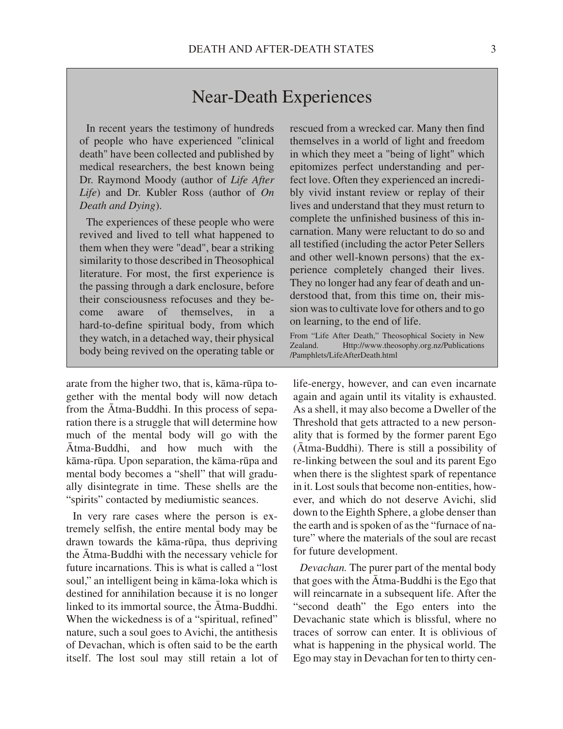## Near-Death Experiences

In recent years the testimony of hundreds of people who have experienced "clinical death" have been collected and published by medical researchers, the best known being Dr. Raymond Moody (author of *Life After Life*) and Dr. Kubler Ross (author of *On Death and Dying*).

The experiences of these people who were revived and lived to tell what happened to them when they were "dead", bear a striking similarity to those described in Theosophical literature. For most, the first experience is the passing through a dark enclosure, before their consciousness refocuses and they become aware of themselves, in a hard-to-define spiritual body, from which they watch, in a detached way, their physical body being revived on the operating table or rescued from a wrecked car. Many then find themselves in a world of light and freedom in which they meet a "being of light" which epitomizes perfect understanding and perfect love. Often they experienced an incredibly vivid instant review or replay of their lives and understand that they must return to complete the unfinished business of this incarnation. Many were reluctant to do so and all testified (including the actor Peter Sellers and other well-known persons) that the experience completely changed their lives. They no longer had any fear of death and understood that, from this time on, their mission was to cultivate love for others and to go on learning, to the end of life.

From "Life After Death," Theosophical Society in New Zealand. Http://www.theosophy.org.nz/Publications/Pamphlets/LifeAfterDeath.html

arate from the higher two, that is, kāma-rūpa together with the mental body will now detach from the Ātma-Buddhi. In this process of separation there is a struggle that will determine how much of the mental body will go with the Ātma-Buddhi, and how much with the kāma-rūpa. Upon separation, the kāma-rūpa and mental body becomes a "shell" that will gradually disintegrate in time. These shells are the "spirits" contacted by mediumistic seances.

In very rare cases where the person is extremely selfish, the entire mental body may be drawn towards the kāma-rūpa, thus depriving the Ātma-Buddhi with the necessary vehicle for future incarnations. This is what is called a "lost soul," an intelligent being in kāma-loka which is destined for annihilation because it is no longer linked to its immortal source, the Ātma-Buddhi. When the wickedness is of a "spiritual, refined" nature, such a soul goes to Avichi, the antithesis of Devachan, which is often said to be the earth itself. The lost soul may still retain a lot of life-energy, however, and can even incarnate again and again until its vitality is exhausted. As a shell, it may also become a Dweller of the Threshold that gets attracted to a new personality that is formed by the former parent Ego (Ātma-Buddhi). There is still a possibility of re-linking between the soul and its parent Ego when there is the slightest spark of repentance in it. Lost souls that become non-entities, however, and which do not deserve Avichi, slid down to the Eighth Sphere, a globe denser than the earth and is spoken of as the "furnace of nature" where the materials of the soul are recast for future development.

*Devachan.* The purer part of the mental body that goes with the Ātma-Buddhi is the Ego that will reincarnate in a subsequent life. After the "second death" the Ego enters into the Devachanic state which is blissful, where no traces of sorrow can enter. It is oblivious of what is happening in the physical world. The Ego may stay in Devachan for ten to thirty cen-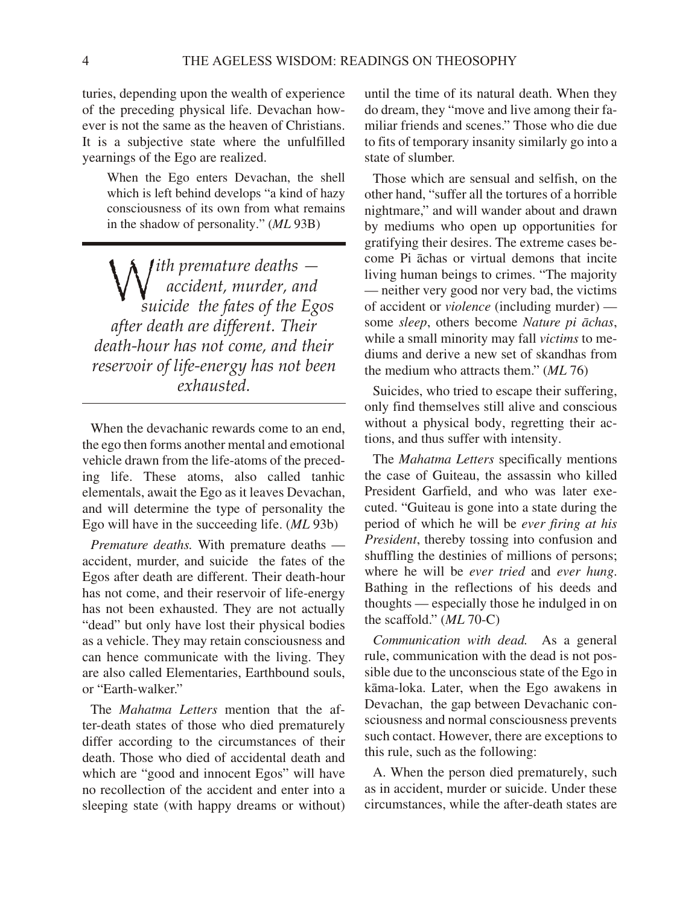turies, depending upon the wealth of experience of the preceding physical life. Devachan however is not the same as the heaven of Christians. It is a subjective state where the unfulfilled yearnings of the Ego are realized.

> When the Ego enters Devachan, the shell which is left behind develops "a kind of hazy consciousness of its own from what remains in the shadow of personality." (*ML* 93B)

> *With premature deaths — accident, murder, and suicide the fates of the Egos after death are different. Their death-hour has not come, and their reservoir of life-energy has not been exhausted.*

When the devachanic rewards come to an end, the ego then forms another mental and emotional vehicle drawn from the life-atoms of the preceding life. These atoms, also called tanhic elementals, await the Ego as it leaves Devachan, and will determine the type of personality the Ego will have in the succeeding life. (*ML* 93b)

*Premature deaths.* With premature deaths — accident, murder, and suicide the fates of the Egos after death are different. Their death-hour has not come, and their reservoir of life-energy has not been exhausted. They are not actually "dead" but only have lost their physical bodies as a vehicle. They may retain consciousness and can hence communicate with the living. They are also called Elementaries, Earthbound souls, or "Earth-walker."

The *Mahatma Letters* mention that the after-death states of those who died prematurely differ according to the circumstances of their death. Those who died of accidental death and which are "good and innocent Egos" will have no recollection of the accident and enter into a sleeping state (with happy dreams or without) until the time of its natural death. When they do dream, they "move and live among their familiar friends and scenes." Those who die due to fits of temporary insanity similarly go into a state of slumber.

Those which are sensual and selfish, on the other hand, "suffer all the tortures of a horrible nightmare," and will wander about and drawn by mediums who open up opportunities for gratifying their desires. The extreme cases become Pi āchas or virtual demons that incite living human beings to crimes. "The majority — neither very good nor very bad, the victims of accident or *violence* (including murder) — some *sleep*, others become *Nature pi āchas*, while a small minority may fall *victims* to mediums and derive a new set of skandhas from the medium who attracts them." (*ML* 76)

Suicides, who tried to escape their suffering, only find themselves still alive and conscious without a physical body, regretting their actions, and thus suffer with intensity.

The *Mahatma Letters* specifically mentions the case of Guiteau, the assassin who killed President Garfield, and who was later executed. "Guiteau is gone into a state during the period of which he will be *ever firing at his President*, thereby tossing into confusion and shuffling the destinies of millions of persons; where he will be *ever tried* and *ever hung*. Bathing in the reflections of his deeds and thoughts — especially those he indulged in on the scaffold." (*ML* 70-C)

*Communication with dead.* As a general rule, communication with the dead is not possible due to the unconscious state of the Ego in kāma-loka. Later, when the Ego awakens in Devachan, the gap between Devachanic consciousness and normal consciousness prevents such contact. However, there are exceptions to this rule, such as the following:

A. When the person died prematurely, such as in accident, murder or suicide. Under these circumstances, while the after-death states are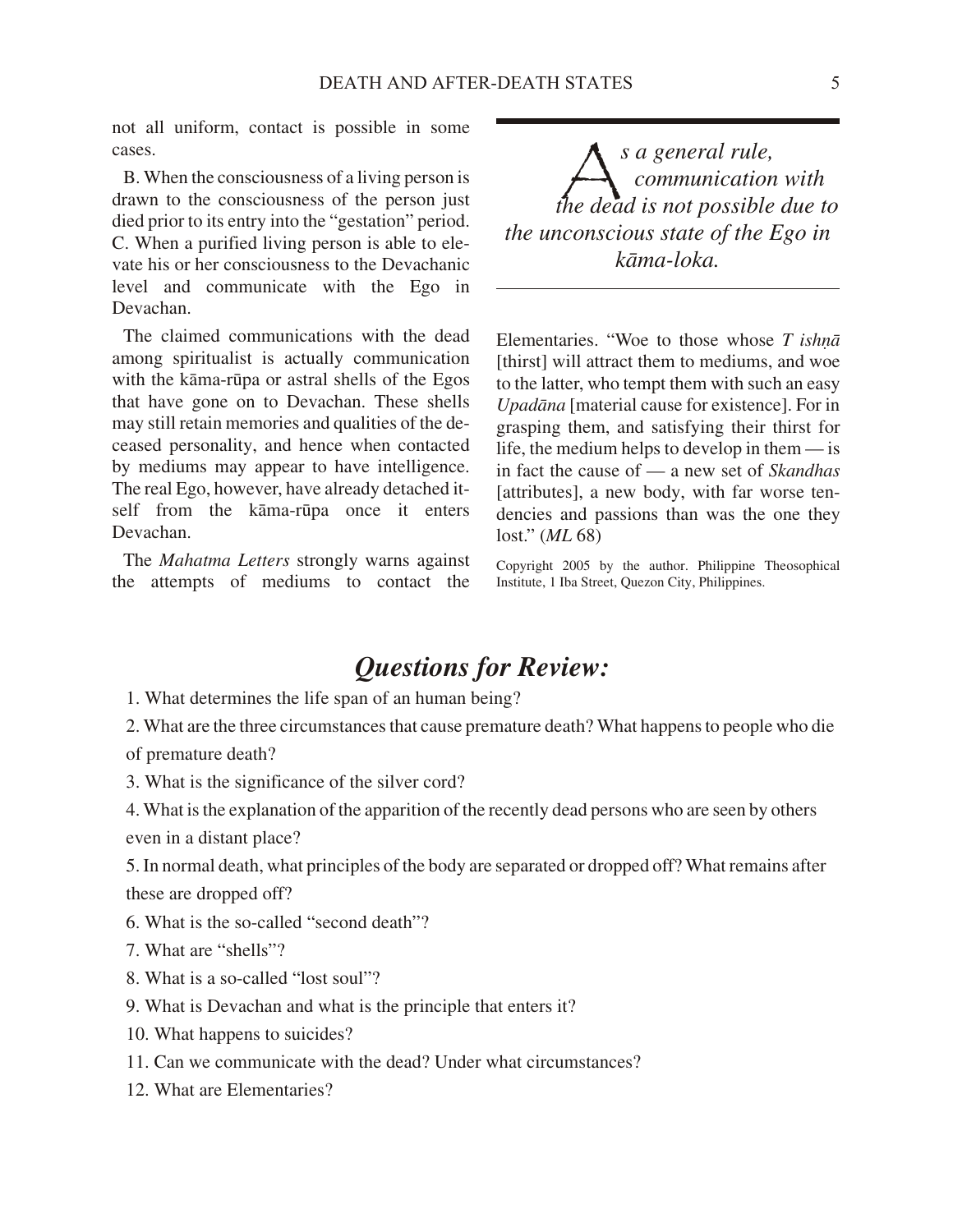not all uniform, contact is possible in some cases.

B. When the consciousness of a living person is drawn to the consciousness of the person just died prior to its entry into the "gestation" period.

C. When a purified living person is able to elevate his or her consciousness to the Devachanic level and communicate with the Ego in Devachan.

The claimed communications with the dead among spiritualist is actually communication with the kāma-rūpa or astral shells of the Egos that have gone on to Devachan. These shells may still retain memories and qualities of the deceased personality, and hence when contacted by mediums may appear to have intelligence. The real Ego, however, have already detached itself from the kāma-rūpa once it enters Devachan.

The *Mahatma Letters* strongly warns against the attempts of mediums to contact the Elementaries. "Woe to those whose *T ishṇā* [thirst] will attract them to mediums, and woe to the latter, who tempt them with such an easy *Upadāna* [material cause for existence]. For in grasping them, and satisfying their thirst for life, the medium helps to develop in them — is in fact the cause of — a new set of *Skandhas* [attributes], a new body, with far worse tendencies and passions than was the one they lost." (*ML* 68)

*As a general rule, communication with the dead is not possible due to the unconscious state of the Ego in kāma-loka.*

Copyright 2005 by the author. Philippine Theosophical Institute, 1 Iba Street, Quezon City, Philippines.

## *Questions for Review:*

1. What determines the life span of an human being?
2. What are the three circumstances that cause premature death? What happens to people who die of premature death?
3. What is the significance of the silver cord?
4. What is the explanation of the apparition of the recently dead persons who are seen by others even in a distant place?
5. In normal death, what principles of the body are separated or dropped off? What remains after these are dropped off?
6. What is the so-called "second death"?
7. What are "shells"?
8. What is a so-called "lost soul"?
9. What is Devachan and what is the principle that enters it?
10. What happens to suicides?
11. Can we communicate with the dead? Under what circumstances?
12. What are Elementaries?